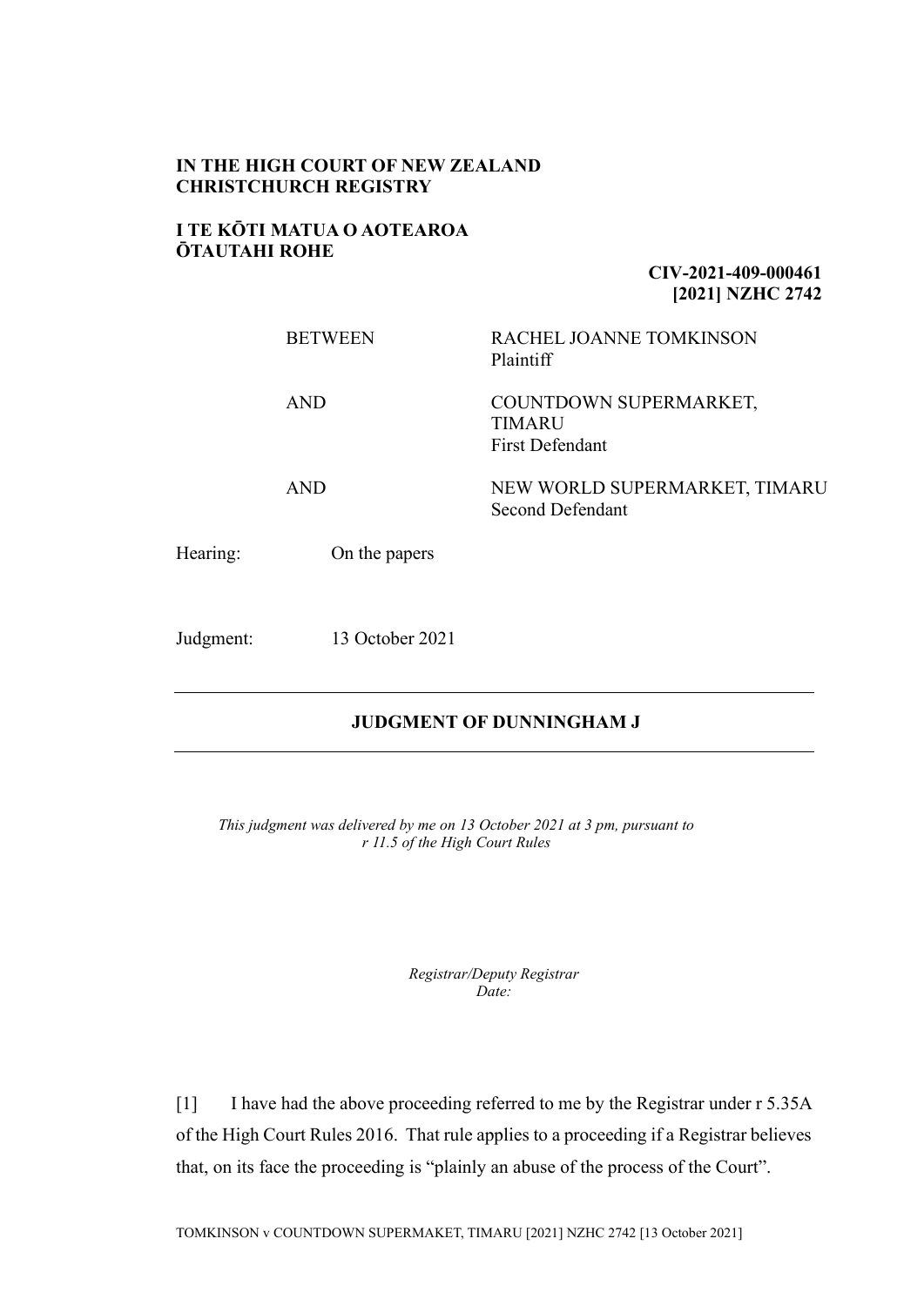**IN THE HIGH COURT OF NEW ZEALAND**
**CHRISTCHURCH REGISTRY**

**I TE KŌTI MATUA O AOTEAROA**
**ŌTAUTAHI ROHE**

**CIV-2021-409-000461**
**[2021] NZHC 2742**

| | |
|---|---|
| BETWEEN | RACHEL JOANNE TOMKINSON<br>Plaintiff |
| AND | COUNTDOWN SUPERMARKET, TIMARU<br>First Defendant |
| AND | NEW WORLD SUPERMARKET, TIMARU<br>Second Defendant |

Hearing: On the papers

Judgment: 13 October 2021

---

## JUDGMENT OF DUNNINGHAM J

---

*This judgment was delivered by me on 13 October 2021 at 3 pm, pursuant to r 11.5 of the High Court Rules*

*Registrar/Deputy Registrar*
*Date:*

[1] I have had the above proceeding referred to me by the Registrar under r 5.35A of the High Court Rules 2016. That rule applies to a proceeding if a Registrar believes that, on its face the proceeding is "plainly an abuse of the process of the Court".

TOMKINSON v COUNTDOWN SUPERMAKET, TIMARU [2021] NZHC 2742 [13 October 2021]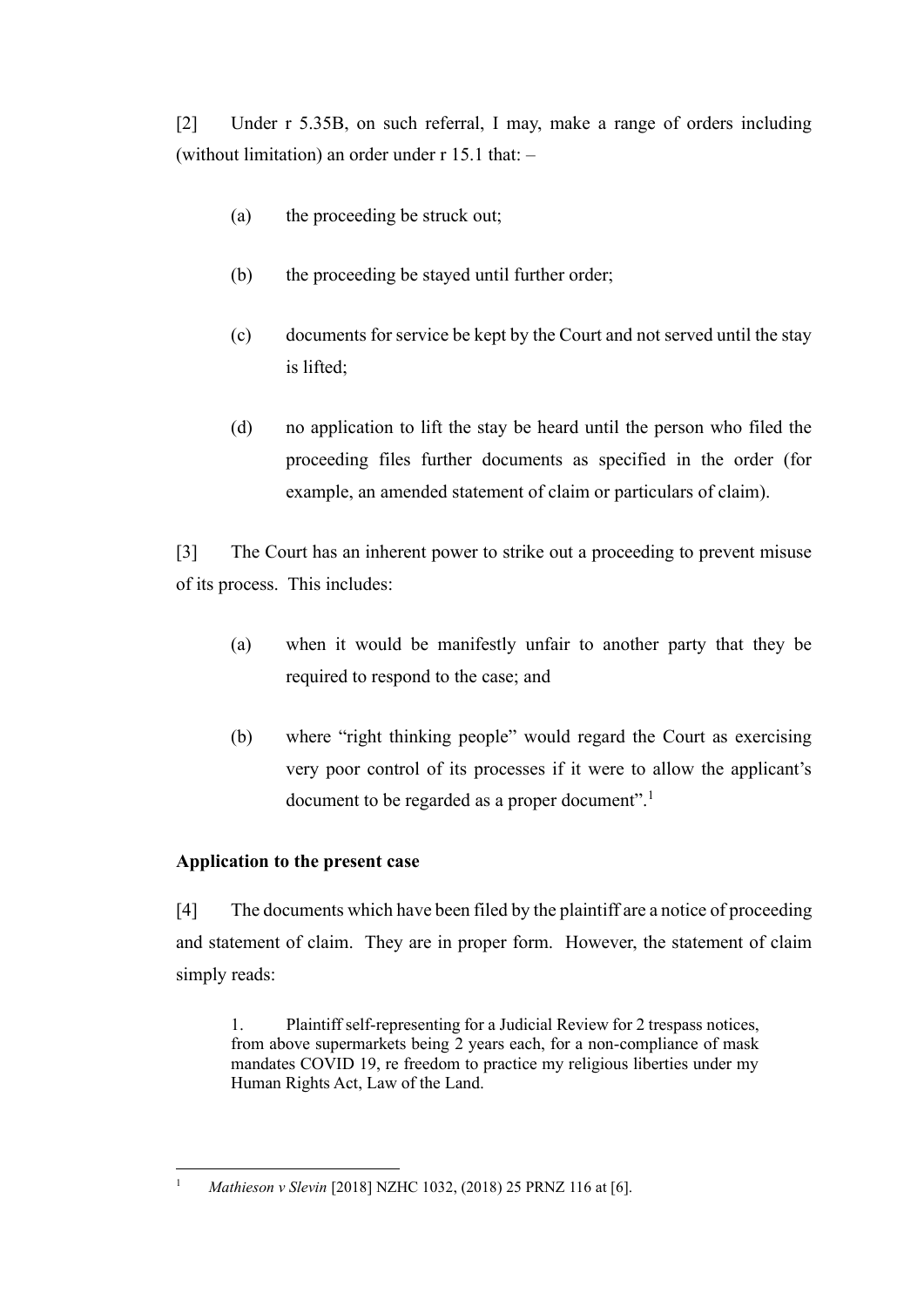[2] Under r 5.35B, on such referral, I may, make a range of orders including (without limitation) an order under r 15.1 that: –

(a) the proceeding be struck out;

(b) the proceeding be stayed until further order;

(c) documents for service be kept by the Court and not served until the stay is lifted;

(d) no application to lift the stay be heard until the person who filed the proceeding files further documents as specified in the order (for example, an amended statement of claim or particulars of claim).

[3] The Court has an inherent power to strike out a proceeding to prevent misuse of its process. This includes:

(a) when it would be manifestly unfair to another party that they be required to respond to the case; and

(b) where "right thinking people" would regard the Court as exercising very poor control of its processes if it were to allow the applicant's document to be regarded as a proper document".[1]

**Application to the present case**

[4] The documents which have been filed by the plaintiff are a notice of proceeding and statement of claim. They are in proper form. However, the statement of claim simply reads:

> 1. Plaintiff self-representing for a Judicial Review for 2 trespass notices, from above supermarkets being 2 years each, for a non-compliance of mask mandates COVID 19, re freedom to practice my religious liberties under my Human Rights Act, Law of the Land.

---

[1] *Mathieson v Slevin* [2018] NZHC 1032, (2018) 25 PRNZ 116 at [6].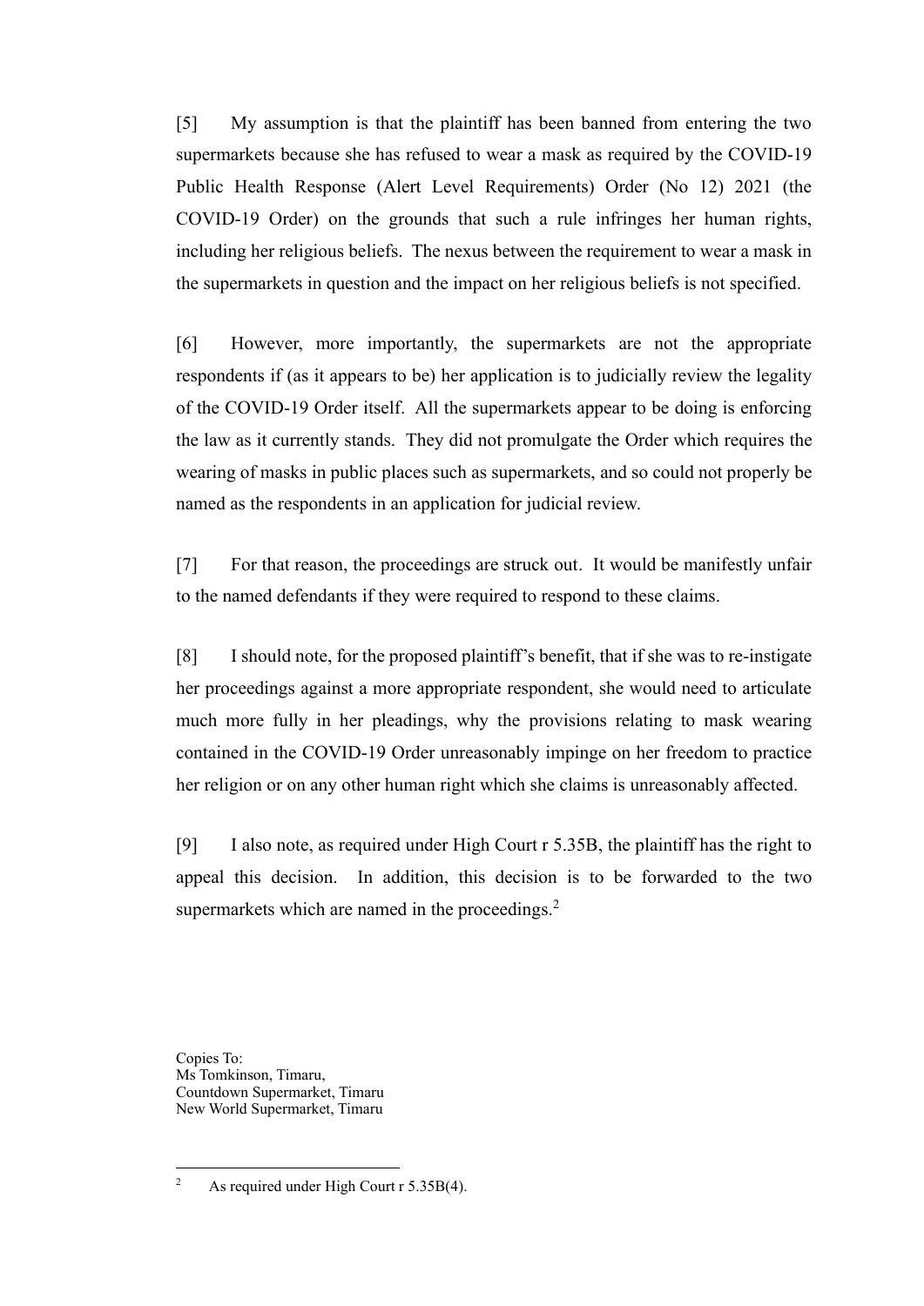[5] My assumption is that the plaintiff has been banned from entering the two supermarkets because she has refused to wear a mask as required by the COVID-19 Public Health Response (Alert Level Requirements) Order (No 12) 2021 (the COVID-19 Order) on the grounds that such a rule infringes her human rights, including her religious beliefs. The nexus between the requirement to wear a mask in the supermarkets in question and the impact on her religious beliefs is not specified.

[6] However, more importantly, the supermarkets are not the appropriate respondents if (as it appears to be) her application is to judicially review the legality of the COVID-19 Order itself. All the supermarkets appear to be doing is enforcing the law as it currently stands. They did not promulgate the Order which requires the wearing of masks in public places such as supermarkets, and so could not properly be named as the respondents in an application for judicial review.

[7] For that reason, the proceedings are struck out. It would be manifestly unfair to the named defendants if they were required to respond to these claims.

[8] I should note, for the proposed plaintiff's benefit, that if she was to re-instigate her proceedings against a more appropriate respondent, she would need to articulate much more fully in her pleadings, why the provisions relating to mask wearing contained in the COVID-19 Order unreasonably impinge on her freedom to practice her religion or on any other human right which she claims is unreasonably affected.

[9] I also note, as required under High Court r 5.35B, the plaintiff has the right to appeal this decision. In addition, this decision is to be forwarded to the two supermarkets which are named in the proceedings.[2]

Copies To:
Ms Tomkinson, Timaru,
Countdown Supermarket, Timaru
New World Supermarket, Timaru

[2] As required under High Court r 5.35B(4).